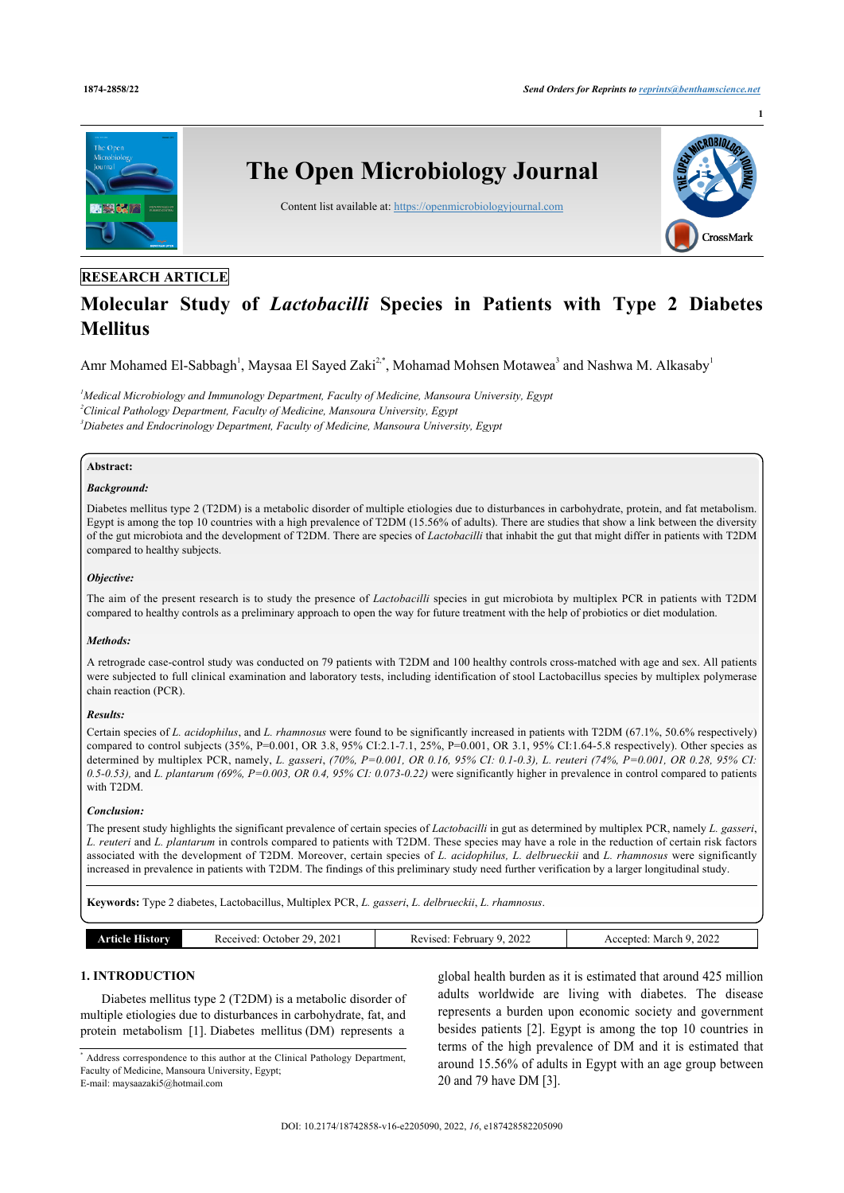RESEARCH ARTICLE

# Molecular Study of *Lactobacilli* Species in Patients with Type 2 Diabetes Mellitus

Amr Mohamed El-Sabbagh[1], Maysaa El Sayed Zaki[2,*], Mohamad Mohsen Motawea[3] and Nashwa M. Alkasaby[1]

[1]*Medical Microbiology and Immunology Department, Faculty of Medicine, Mansoura University, Egypt*
[2]*Clinical Pathology Department, Faculty of Medicine, Mansoura University, Egypt*
[3]*Diabetes and Endocrinology Department, Faculty of Medicine, Mansoura University, Egypt*

**Abstract:**

***Background:***

Diabetes mellitus type 2 (T2DM) is a metabolic disorder of multiple etiologies due to disturbances in carbohydrate, protein, and fat metabolism. Egypt is among the top 10 countries with a high prevalence of T2DM (15.56% of adults). There are studies that show a link between the diversity of the gut microbiota and the development of T2DM. There are species of *Lactobacilli* that inhabit the gut that might differ in patients with T2DM compared to healthy subjects.

***Objective:***

The aim of the present research is to study the presence of *Lactobacilli* species in gut microbiota by multiplex PCR in patients with T2DM compared to healthy controls as a preliminary approach to open the way for future treatment with the help of probiotics or diet modulation.

***Methods:***

A retrograde case-control study was conducted on 79 patients with T2DM and 100 healthy controls cross-matched with age and sex. All patients were subjected to full clinical examination and laboratory tests, including identification of stool Lactobacillus species by multiplex polymerase chain reaction (PCR).

***Results:***

Certain species of *L. acidophilus*, and *L. rhamnosus* were found to be significantly increased in patients with T2DM (67.1%, 50.6% respectively) compared to control subjects (35%, P=0.001, OR 3.8, 95% CI:2.1-7.1, 25%, P=0.001, OR 3.1, 95% CI:1.64-5.8 respectively). Other species as determined by multiplex PCR, namely, *L. gasseri, (70%, P=0.001, OR 0.16, 95% CI: 0.1-0.3), L. reuteri (74%, P=0.001, OR 0.28, 95% CI: 0.5-0.53),* and *L. plantarum (69%, P=0.003, OR 0.4, 95% CI: 0.073-0.22)* were significantly higher in prevalence in control compared to patients with T2DM.

***Conclusion:***

The present study highlights the significant prevalence of certain species of *Lactobacilli* in gut as determined by multiplex PCR, namely *L. gasseri*, *L. reuteri* and *L. plantarum* in controls compared to patients with T2DM. These species may have a role in the reduction of certain risk factors associated with the development of T2DM. Moreover, certain species of *L. acidophilus, L. delbrueckii* and *L. rhamnosus* were significantly increased in prevalence in patients with T2DM. The findings of this preliminary study need further verification by a larger longitudinal study.

**Keywords:** Type 2 diabetes, Lactobacillus, Multiplex PCR, *L. gasseri*, *L. delbrueckii*, *L. rhamnosus*.

| Article History | Received: October 29, 2021 | Revised: February 9, 2022 | Accepted: March 9, 2022 |
|---|---|---|---|

## 1. INTRODUCTION

Diabetes mellitus type 2 (T2DM) is a metabolic disorder of multiple etiologies due to disturbances in carbohydrate, fat, and protein metabolism [1]. Diabetes mellitus (DM) represents a global health burden as it is estimated that around 425 million adults worldwide are living with diabetes. The disease represents a burden upon economic society and government besides patients [2]. Egypt is among the top 10 countries in terms of the high prevalence of DM and it is estimated that around 15.56% of adults in Egypt with an age group between 20 and 79 have DM [3].

[*] Address correspondence to this author at the Clinical Pathology Department, Faculty of Medicine, Mansoura University, Egypt;
E-mail: maysaazaki5@hotmail.com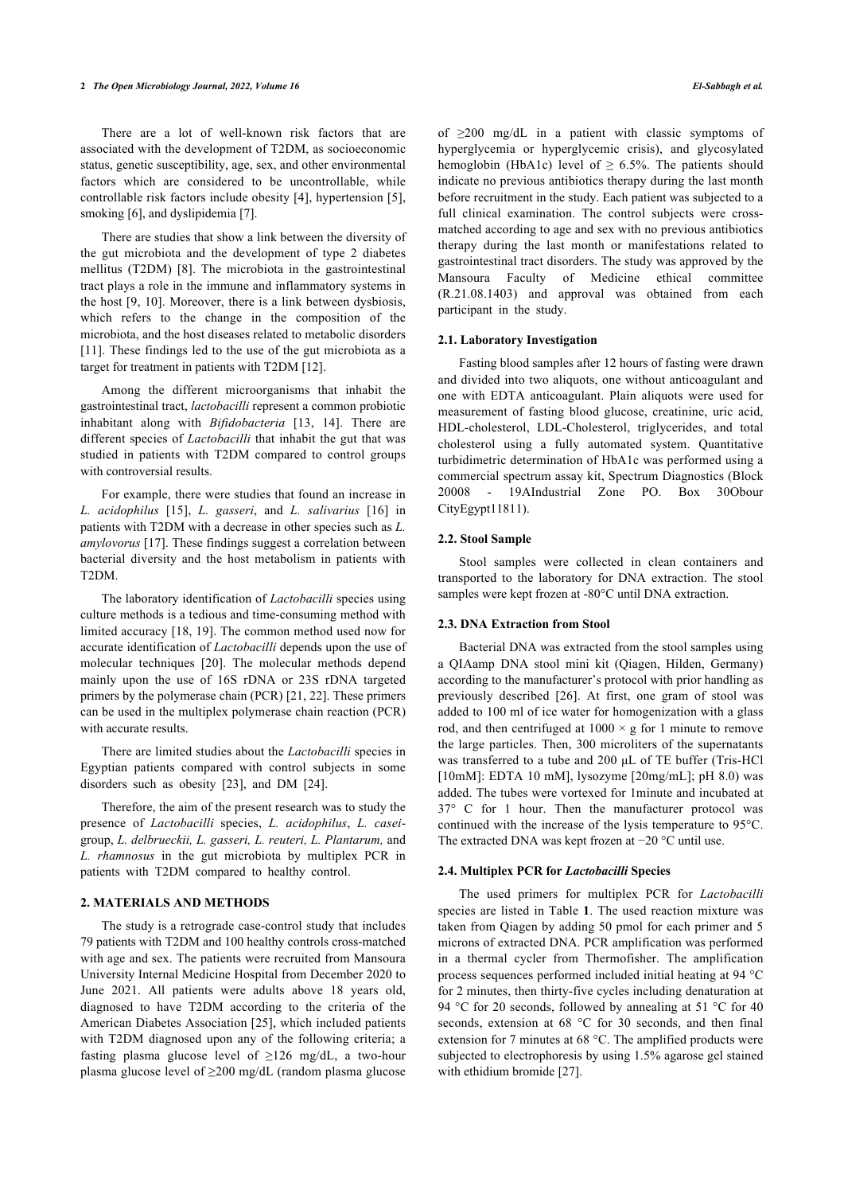There are a lot of well-known risk factors that are associated with the development of T2DM, as socioeconomic status, genetic susceptibility, age, sex, and other environmental factors which are considered to be uncontrollable, while controllable risk factors include obesity [4], hypertension [5], smoking [6], and dyslipidemia [7].

There are studies that show a link between the diversity of the gut microbiota and the development of type 2 diabetes mellitus (T2DM) [8]. The microbiota in the gastrointestinal tract plays a role in the immune and inflammatory systems in the host [9, 10]. Moreover, there is a link between dysbiosis, which refers to the change in the composition of the microbiota, and the host diseases related to metabolic disorders [11]. These findings led to the use of the gut microbiota as a target for treatment in patients with T2DM [12].

Among the different microorganisms that inhabit the gastrointestinal tract, *lactobacilli* represent a common probiotic inhabitant along with *Bifidobacteria* [13, 14]. There are different species of *Lactobacilli* that inhabit the gut that was studied in patients with T2DM compared to control groups with controversial results.

For example, there were studies that found an increase in *L. acidophilus* [15], *L. gasseri*, and *L. salivarius* [16] in patients with T2DM with a decrease in other species such as *L. amylovorus* [17]. These findings suggest a correlation between bacterial diversity and the host metabolism in patients with T2DM.

The laboratory identification of *Lactobacilli* species using culture methods is a tedious and time-consuming method with limited accuracy [18, 19]. The common method used now for accurate identification of *Lactobacilli* depends upon the use of molecular techniques [20]. The molecular methods depend mainly upon the use of 16S rDNA or 23S rDNA targeted primers by the polymerase chain (PCR) [21, 22]. These primers can be used in the multiplex polymerase chain reaction (PCR) with accurate results.

There are limited studies about the *Lactobacilli* species in Egyptian patients compared with control subjects in some disorders such as obesity [23], and DM [24].

Therefore, the aim of the present research was to study the presence of *Lactobacilli* species, *L. acidophilus*, *L. casei*-group, *L. delbrueckii, L. gasseri, L. reuteri, L. Plantarum,* and *L. rhamnosus* in the gut microbiota by multiplex PCR in patients with T2DM compared to healthy control.

## 2. MATERIALS AND METHODS

The study is a retrograde case-control study that includes 79 patients with T2DM and 100 healthy controls cross-matched with age and sex. The patients were recruited from Mansoura University Internal Medicine Hospital from December 2020 to June 2021. All patients were adults above 18 years old, diagnosed to have T2DM according to the criteria of the American Diabetes Association [25], which included patients with T2DM diagnosed upon any of the following criteria; a fasting plasma glucose level of ≥126 mg/dL, a two-hour plasma glucose level of ≥200 mg/dL (random plasma glucose of ≥200 mg/dL in a patient with classic symptoms of hyperglycemia or hyperglycemic crisis), and glycosylated hemoglobin (HbA1c) level of ≥ 6.5%. The patients should indicate no previous antibiotics therapy during the last month before recruitment in the study. Each patient was subjected to a full clinical examination. The control subjects were cross-matched according to age and sex with no previous antibiotics therapy during the last month or manifestations related to gastrointestinal tract disorders. The study was approved by the Mansoura Faculty of Medicine ethical committee (R.21.08.1403) and approval was obtained from each participant in the study.

### 2.1. Laboratory Investigation

Fasting blood samples after 12 hours of fasting were drawn and divided into two aliquots, one without anticoagulant and one with EDTA anticoagulant. Plain aliquots were used for measurement of fasting blood glucose, creatinine, uric acid, HDL-cholesterol, LDL-Cholesterol, triglycerides, and total cholesterol using a fully automated system. Quantitative turbidimetric determination of HbA1c was performed using a commercial spectrum assay kit, Spectrum Diagnostics (Block 20008 - 19AIndustrial Zone PO. Box 30Obour CityEgypt11811).

### 2.2. Stool Sample

Stool samples were collected in clean containers and transported to the laboratory for DNA extraction. The stool samples were kept frozen at -80°C until DNA extraction.

### 2.3. DNA Extraction from Stool

Bacterial DNA was extracted from the stool samples using a QIAamp DNA stool mini kit (Qiagen, Hilden, Germany) according to the manufacturer's protocol with prior handling as previously described [26]. At first, one gram of stool was added to 100 ml of ice water for homogenization with a glass rod, and then centrifuged at 1000 × g for 1 minute to remove the large particles. Then, 300 microliters of the supernatants was transferred to a tube and 200 μL of TE buffer (Tris-HCl [10mM]: EDTA 10 mM], lysozyme [20mg/mL]; pH 8.0) was added. The tubes were vortexed for 1minute and incubated at 37° C for 1 hour. Then the manufacturer protocol was continued with the increase of the lysis temperature to 95°C. The extracted DNA was kept frozen at −20 °C until use.

### 2.4. Multiplex PCR for *Lactobacilli* Species

The used primers for multiplex PCR for *Lactobacilli* species are listed in Table **1**. The used reaction mixture was taken from Qiagen by adding 50 pmol for each primer and 5 microns of extracted DNA. PCR amplification was performed in a thermal cycler from Thermofisher. The amplification process sequences performed included initial heating at 94 °C for 2 minutes, then thirty-five cycles including denaturation at 94 °C for 20 seconds, followed by annealing at 51 °C for 40 seconds, extension at 68 °C for 30 seconds, and then final extension for 7 minutes at 68 °C. The amplified products were subjected to electrophoresis by using 1.5% agarose gel stained with ethidium bromide [27].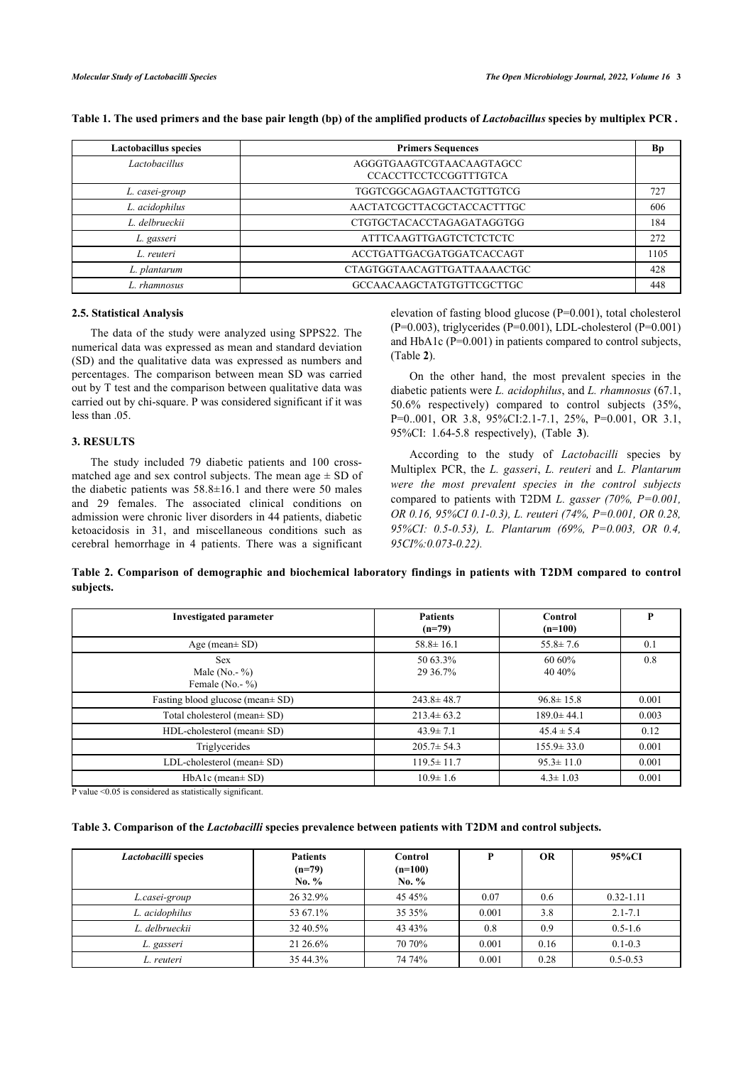**Table 1. The used primers and the base pair length (bp) of the amplified products of *Lactobacillus* species by multiplex PCR .**

| Lactobacillus species | Primers Sequences | Bp |
|---|---|---|
| *Lactobacillus* | AGGGTGAAGTCGTAACAAGTAGCC<br>CCACCTTCCTCCGGTTTGTCA | |
| *L. casei-group* | TGGTCGGCAGAGTAACTGTTGTCG | 727 |
| *L. acidophilus* | AACTATCGCTTACGCTACCACTTTGC | 606 |
| *L. delbrueckii* | CTGTGCTACACCTAGAGATAGGTGG | 184 |
| *L. gasseri* | ATTTCAAGTTGAGTCTCTCTCTC | 272 |
| *L. reuteri* | ACCTGATTGACGATGGATCACCAGT | 1105 |
| *L. plantarum* | CTAGTGGTAACAGTTGATTAAAACTGC | 428 |
| *L. rhamnosus* | GCCAACAAGCTATGTGTTCGCTTGC | 448 |

### 2.5. Statistical Analysis

The data of the study were analyzed using SPPS22. The numerical data was expressed as mean and standard deviation (SD) and the qualitative data was expressed as numbers and percentages. The comparison between mean SD was carried out by T test and the comparison between qualitative data was carried out by chi-square. P was considered significant if it was less than .05.

## 3. RESULTS

The study included 79 diabetic patients and 100 cross-matched age and sex control subjects. The mean age ± SD of the diabetic patients was 58.8±16.1 and there were 50 males and 29 females. The associated clinical conditions on admission were chronic liver disorders in 44 patients, diabetic ketoacidosis in 31, and miscellaneous conditions such as cerebral hemorrhage in 4 patients. There was a significant elevation of fasting blood glucose (P=0.001), total cholesterol (P=0.003), triglycerides (P=0.001), LDL-cholesterol (P=0.001) and HbA1c (P=0.001) in patients compared to control subjects, (Table **2**).

On the other hand, the most prevalent species in the diabetic patients were *L. acidophilus*, and *L. rhamnosus* (67.1, 50.6% respectively) compared to control subjects (35%, P=0..001, OR 3.8, 95%CI:2.1-7.1, 25%, P=0.001, OR 3.1, 95%CI: 1.64-5.8 respectively), (Table **3**).

According to the study of *Lactobacilli* species by Multiplex PCR, the *L. gasseri*, *L. reuteri* and *L. Plantarum were the most prevalent species in the control subjects* compared to patients with T2DM *L. gasser (70%, P=0.001, OR 0.16, 95%CI 0.1-0.3), L. reuteri (74%, P=0.001, OR 0.28, 95%CI: 0.5-0.53), L. Plantarum (69%, P=0.003, OR 0.4, 95CI%:0.073-0.22).*

**Table 2. Comparison of demographic and biochemical laboratory findings in patients with T2DM compared to control subjects.**

| Investigated parameter | Patients (n=79) | Control (n=100) | P |
|---|---|---|---|
| Age (mean± SD) | 58.8± 16.1 | 55.8± 7.6 | 0.1 |
| Sex<br>Male (No.- %)<br>Female (No.- %) | 50 63.3%<br>29 36.7% | 60 60%<br>40 40% | 0.8 |
| Fasting blood glucose (mean± SD) | 243.8± 48.7 | 96.8± 15.8 | 0.001 |
| Total cholesterol (mean± SD) | 213.4± 63.2 | 189.0± 44.1 | 0.003 |
| HDL-cholesterol (mean± SD) | 43.9± 7.1 | 45.4 ± 5.4 | 0.12 |
| Triglycerides | 205.7± 54.3 | 155.9± 33.0 | 0.001 |
| LDL-cholesterol (mean± SD) | 119.5± 11.7 | 95.3± 11.0 | 0.001 |
| HbA1c (mean± SD) | 10.9± 1.6 | 4.3± 1.03 | 0.001 |

P value <0.05 is considered as statistically significant.

**Table 3. Comparison of the *Lactobacilli* species prevalence between patients with T2DM and control subjects.**

| *Lactobacilli* species | Patients (n=79) No. % | Control (n=100) No. % | P | OR | 95%CI |
|---|---|---|---|---|---|
| *L.casei-group* | 26 32.9% | 45 45% | 0.07 | 0.6 | 0.32-1.11 |
| *L. acidophilus* | 53 67.1% | 35 35% | 0.001 | 3.8 | 2.1-7.1 |
| *L. delbrueckii* | 32 40.5% | 43 43% | 0.8 | 0.9 | 0.5-1.6 |
| *L. gasseri* | 21 26.6% | 70 70% | 0.001 | 0.16 | 0.1-0.3 |
| *L. reuteri* | 35 44.3% | 74 74% | 0.001 | 0.28 | 0.5-0.53 |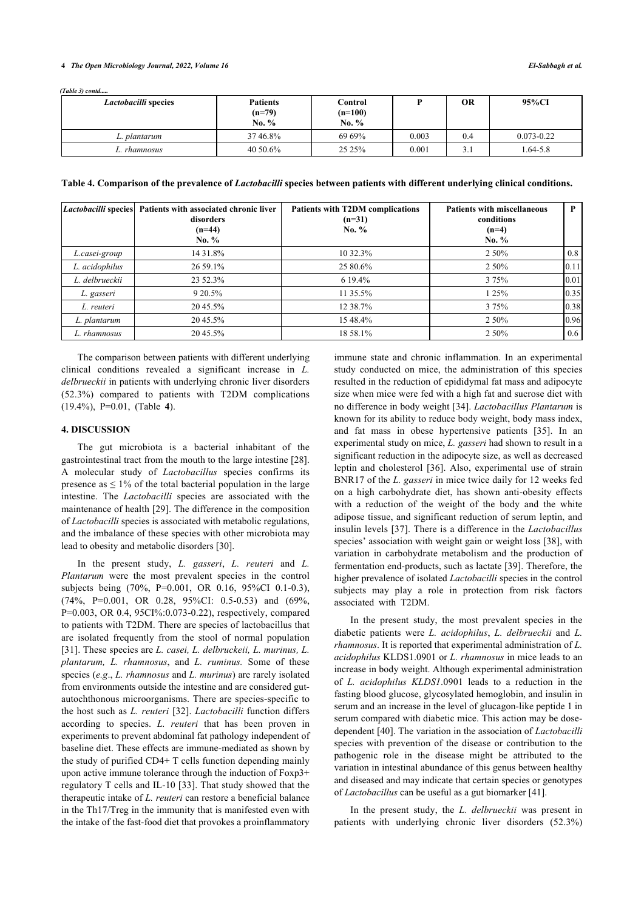*(Table 3) contd.....*

| *Lactobacilli* species | Patients (n=79) No. % | Control (n=100) No. % | P | OR | 95%CI |
|---|---|---|---|---|---|
| *L. plantarum* | 37 46.8% | 69 69% | 0.003 | 0.4 | 0.073-0.22 |
| *L. rhamnosus* | 40 50.6% | 25 25% | 0.001 | 3.1 | 1.64-5.8 |

**Table 4. Comparison of the prevalence of *Lactobacilli* species between patients with different underlying clinical conditions.**

| *Lactobacilli* species | Patients with associated chronic liver disorders (n=44) No. % | Patients with T2DM complications (n=31) No. % | Patients with miscellaneous conditions (n=4) No. % | P |
|---|---|---|---|---|
| *L.casei-group* | 14 31.8% | 10 32.3% | 2 50% | 0.8 |
| *L. acidophilus* | 26 59.1% | 25 80.6% | 2 50% | 0.11 |
| *L. delbrueckii* | 23 52.3% | 6 19.4% | 3 75% | 0.01 |
| *L. gasseri* | 9 20.5% | 11 35.5% | 1 25% | 0.35 |
| *L. reuteri* | 20 45.5% | 12 38.7% | 3 75% | 0.38 |
| *L. plantarum* | 20 45.5% | 15 48.4% | 2 50% | 0.96 |
| *L. rhamnosus* | 20 45.5% | 18 58.1% | 2 50% | 0.6 |

The comparison between patients with different underlying clinical conditions revealed a significant increase in *L. delbrueckii* in patients with underlying chronic liver disorders (52.3%) compared to patients with T2DM complications (19.4%), P=0.01, (Table **4**).

## 4. DISCUSSION

The gut microbiota is a bacterial inhabitant of the gastrointestinal tract from the mouth to the large intestine [28]. A molecular study of *Lactobacillus* species confirms its presence as ≤ 1% of the total bacterial population in the large intestine. The *Lactobacilli* species are associated with the maintenance of health [29]. The difference in the composition of *Lactobacilli* species is associated with metabolic regulations, and the imbalance of these species with other microbiota may lead to obesity and metabolic disorders [30].

In the present study, *L. gasseri*, *L. reuteri* and *L. Plantarum* were the most prevalent species in the control subjects being (70%, P=0.001, OR 0.16, 95%CI 0.1-0.3), (74%, P=0.001, OR 0.28, 95%CI: 0.5-0.53) and (69%, P=0.003, OR 0.4, 95CI%:0.073-0.22), respectively, compared to patients with T2DM. There are species of lactobacillus that are isolated frequently from the stool of normal population [31]. These species are *L. casei, L. delbruckeii, L. murinus, L. plantarum, L. rhamnosus*, and *L. ruminus.* Some of these species (*e.g*., *L. rhamnosus* and *L. murinus*) are rarely isolated from environments outside the intestine and are considered gut-autochthonous microorganisms. There are species-specific to the host such as *L. reuteri* [32]. *Lactobacilli* function differs according to species. *L. reuteri* that has been proven in experiments to prevent abdominal fat pathology independent of baseline diet. These effects are immune-mediated as shown by the study of purified CD4+ T cells function depending mainly upon active immune tolerance through the induction of Foxp3+ regulatory T cells and IL-10 [33]. That study showed that the therapeutic intake of *L. reuteri* can restore a beneficial balance in the Th17/Treg in the immunity that is manifested even with the intake of the fast-food diet that provokes a proinflammatory immune state and chronic inflammation. In an experimental study conducted on mice, the administration of this species resulted in the reduction of epididymal fat mass and adipocyte size when mice were fed with a high fat and sucrose diet with no difference in body weight [34]. *Lactobacillus Plantarum* is known for its ability to reduce body weight, body mass index, and fat mass in obese hypertensive patients [35]. In an experimental study on mice, *L. gasseri* had shown to result in a significant reduction in the adipocyte size, as well as decreased leptin and cholesterol [36]. Also, experimental use of strain BNR17 of the *L. gasseri* in mice twice daily for 12 weeks fed on a high carbohydrate diet, has shown anti-obesity effects with a reduction of the weight of the body and the white adipose tissue, and significant reduction of serum leptin, and insulin levels [37]. There is a difference in the *Lactobacillus* species' association with weight gain or weight loss [38], with variation in carbohydrate metabolism and the production of fermentation end-products, such as lactate [39]. Therefore, the higher prevalence of isolated *Lactobacilli* species in the control subjects may play a role in protection from risk factors associated with T2DM.

In the present study, the most prevalent species in the diabetic patients were *L. acidophilus*, *L. delbrueckii* and *L. rhamnosus*. It is reported that experimental administration of *L. acidophilus* KLDS1.0901 or *L. rhamnosus* in mice leads to an increase in body weight. Although experimental administration of *L. acidophilus KLDS1*.0901 leads to a reduction in the fasting blood glucose, glycosylated hemoglobin, and insulin in serum and an increase in the level of glucagon-like peptide 1 in serum compared with diabetic mice. This action may be dose-dependent [40]. The variation in the association of *Lactobacilli* species with prevention of the disease or contribution to the pathogenic role in the disease might be attributed to the variation in intestinal abundance of this genus between healthy and diseased and may indicate that certain species or genotypes of *Lactobacillus* can be useful as a gut biomarker [41].

In the present study, the *L. delbrueckii* was present in patients with underlying chronic liver disorders (52.3%)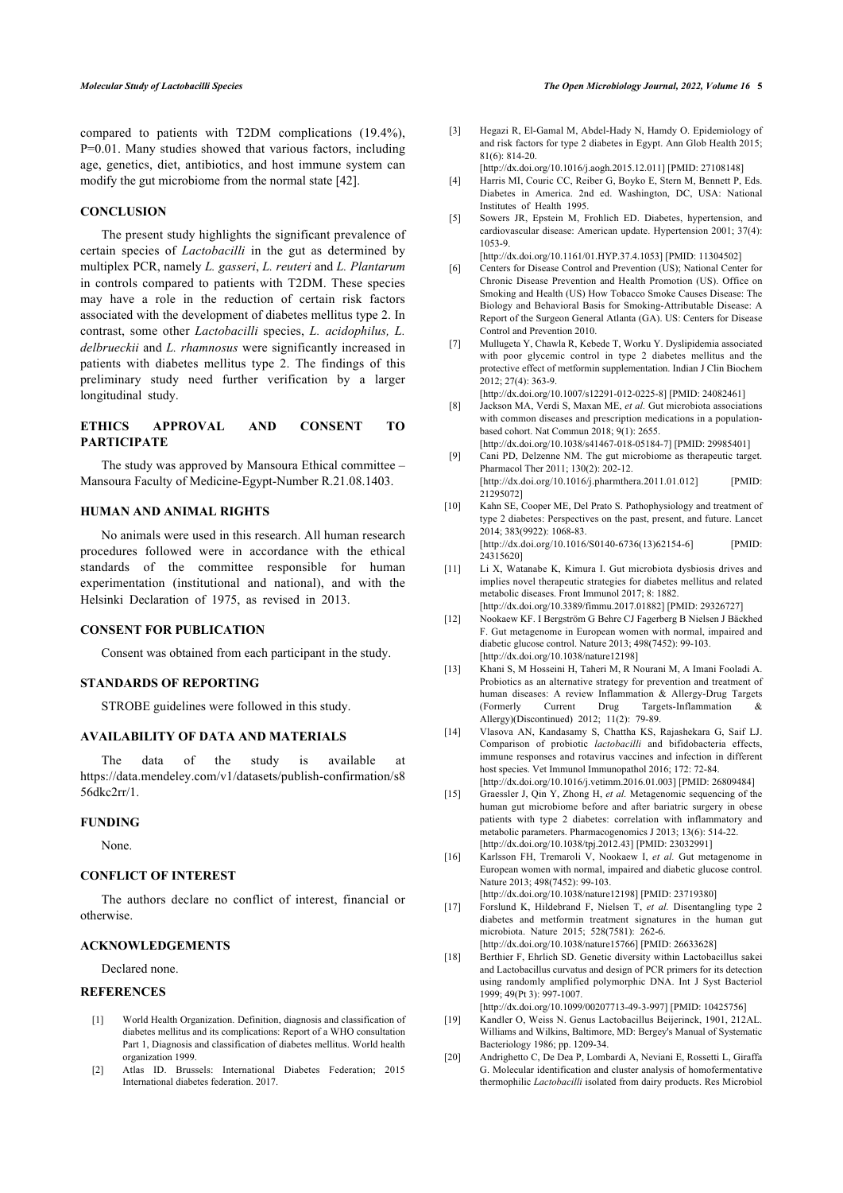compared to patients with T2DM complications (19.4%), P=0.01. Many studies showed that various factors, including age, genetics, diet, antibiotics, and host immune system can modify the gut microbiome from the normal state [42].

## CONCLUSION

The present study highlights the significant prevalence of certain species of *Lactobacilli* in the gut as determined by multiplex PCR, namely *L. gasseri*, *L. reuteri* and *L. Plantarum* in controls compared to patients with T2DM. These species may have a role in the reduction of certain risk factors associated with the development of diabetes mellitus type 2. In contrast, some other *Lactobacilli* species, *L. acidophilus, L. delbrueckii* and *L. rhamnosus* were significantly increased in patients with diabetes mellitus type 2. The findings of this preliminary study need further verification by a larger longitudinal study.

## ETHICS APPROVAL AND CONSENT TO PARTICIPATE

The study was approved by Mansoura Ethical committee – Mansoura Faculty of Medicine-Egypt-Number R.21.08.1403.

## HUMAN AND ANIMAL RIGHTS

No animals were used in this research. All human research procedures followed were in accordance with the ethical standards of the committee responsible for human experimentation (institutional and national), and with the Helsinki Declaration of 1975, as revised in 2013.

## CONSENT FOR PUBLICATION

Consent was obtained from each participant in the study.

## STANDARDS OF REPORTING

STROBE guidelines were followed in this study.

## AVAILABILITY OF DATA AND MATERIALS

The data of the study is available at https://data.mendeley.com/v1/datasets/publish-confirmation/s856dkc2rr/1.

## FUNDING

None.

## CONFLICT OF INTEREST

The authors declare no conflict of interest, financial or otherwise.

## ACKNOWLEDGEMENTS

Declared none.

## REFERENCES

[1] World Health Organization. Definition, diagnosis and classification of diabetes mellitus and its complications: Report of a WHO consultation Part 1, Diagnosis and classification of diabetes mellitus. World health organization 1999.

[2] Atlas ID. Brussels: International Diabetes Federation; 2015 International diabetes federation. 2017.

[3] Hegazi R, El-Gamal M, Abdel-Hady N, Hamdy O. Epidemiology of and risk factors for type 2 diabetes in Egypt. Ann Glob Health 2015; 81(6): 814-20. [http://dx.doi.org/10.1016/j.aogh.2015.12.011] [PMID: 27108148]

[4] Harris MI, Couric CC, Reiber G, Boyko E, Stern M, Bennett P, Eds. Diabetes in America. 2nd ed. Washington, DC, USA: National Institutes of Health 1995.

[5] Sowers JR, Epstein M, Frohlich ED. Diabetes, hypertension, and cardiovascular disease: American update. Hypertension 2001; 37(4): 1053-9. [http://dx.doi.org/10.1161/01.HYP.37.4.1053] [PMID: 11304502]

[6] Centers for Disease Control and Prevention (US); National Center for Chronic Disease Prevention and Health Promotion (US). Office on Smoking and Health (US) How Tobacco Smoke Causes Disease: The Biology and Behavioral Basis for Smoking-Attributable Disease: A Report of the Surgeon General Atlanta (GA). US: Centers for Disease Control and Prevention 2010.

[7] Mullugeta Y, Chawla R, Kebede T, Worku Y. Dyslipidemia associated with poor glycemic control in type 2 diabetes mellitus and the protective effect of metformin supplementation. Indian J Clin Biochem 2012; 27(4): 363-9. [http://dx.doi.org/10.1007/s12291-012-0225-8] [PMID: 24082461]

[8] Jackson MA, Verdi S, Maxan ME, *et al.* Gut microbiota associations with common diseases and prescription medications in a population-based cohort. Nat Commun 2018; 9(1): 2655. [http://dx.doi.org/10.1038/s41467-018-05184-7] [PMID: 29985401]

[9] Cani PD, Delzenne NM. The gut microbiome as therapeutic target. Pharmacol Ther 2011; 130(2): 202-12. [http://dx.doi.org/10.1016/j.pharmthera.2011.01.012] [PMID: 21295072]

[10] Kahn SE, Cooper ME, Del Prato S. Pathophysiology and treatment of type 2 diabetes: Perspectives on the past, present, and future. Lancet 2014; 383(9922): 1068-83. [http://dx.doi.org/10.1016/S0140-6736(13)62154-6] [PMID: 24315620]

[11] Li X, Watanabe K, Kimura I. Gut microbiota dysbiosis drives and implies novel therapeutic strategies for diabetes mellitus and related metabolic diseases. Front Immunol 2017; 8: 1882. [http://dx.doi.org/10.3389/fimmu.2017.01882] [PMID: 29326727]

[12] Nookaew KF. I Bergström G Behre CJ Fagerberg B Nielsen J Bäckhed F. Gut metagenome in European women with normal, impaired and diabetic glucose control. Nature 2013; 498(7452): 99-103. [http://dx.doi.org/10.1038/nature12198]

[13] Khani S, M Hosseini H, Taheri M, R Nourani M, A Imani Fooladi A. Probiotics as an alternative strategy for prevention and treatment of human diseases: A review Inflammation & Allergy-Drug Targets (Formerly Current Drug Targets-Inflammation & Allergy)(Discontinued) 2012; 11(2): 79-89.

[14] Vlasova AN, Kandasamy S, Chattha KS, Rajashekara G, Saif LJ. Comparison of probiotic *lactobacilli* and bifidobacteria effects, immune responses and rotavirus vaccines and infection in different host species. Vet Immunol Immunopathol 2016; 172: 72-84. [http://dx.doi.org/10.1016/j.vetimm.2016.01.003] [PMID: 26809484]

[15] Graessler J, Qin Y, Zhong H, *et al.* Metagenomic sequencing of the human gut microbiome before and after bariatric surgery in obese patients with type 2 diabetes: correlation with inflammatory and metabolic parameters. Pharmacogenomics J 2013; 13(6): 514-22. [http://dx.doi.org/10.1038/tpj.2012.43] [PMID: 23032991]

[16] Karlsson FH, Tremaroli V, Nookaew I, *et al.* Gut metagenome in European women with normal, impaired and diabetic glucose control. Nature 2013; 498(7452): 99-103. [http://dx.doi.org/10.1038/nature12198] [PMID: 23719380]

[17] Forslund K, Hildebrand F, Nielsen T, *et al.* Disentangling type 2 diabetes and metformin treatment signatures in the human gut microbiota. Nature 2015; 528(7581): 262-6. [http://dx.doi.org/10.1038/nature15766] [PMID: 26633628]

[18] Berthier F, Ehrlich SD. Genetic diversity within Lactobacillus sakei and Lactobacillus curvatus and design of PCR primers for its detection using randomly amplified polymorphic DNA. Int J Syst Bacteriol 1999; 49(Pt 3): 997-1007. [http://dx.doi.org/10.1099/00207713-49-3-997] [PMID: 10425756]

[19] Kandler O, Weiss N. Genus Lactobacillus Beijerinck, 1901, 212AL. Williams and Wilkins, Baltimore, MD: Bergey's Manual of Systematic Bacteriology 1986; pp. 1209-34.

[20] Andrighetto C, De Dea P, Lombardi A, Neviani E, Rossetti L, Giraffa G. Molecular identification and cluster analysis of homofermentative thermophilic *Lactobacilli* isolated from dairy products. Res Microbiol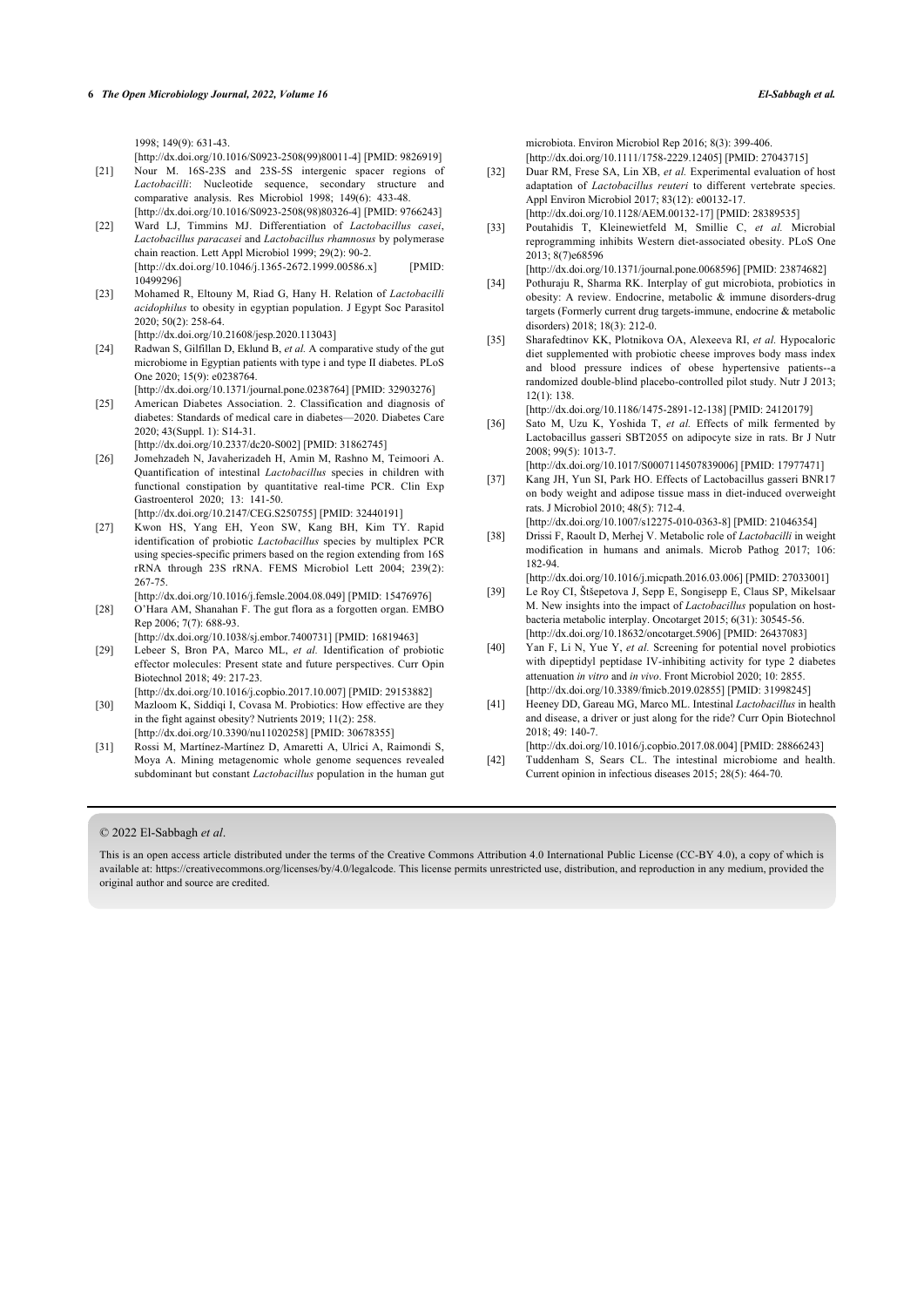1998; 149(9): 631-43.
[http://dx.doi.org/10.1016/S0923-2508(99)80011-4] [PMID: 9826919]

[21] Nour M. 16S-23S and 23S-5S intergenic spacer regions of *Lactobacilli*: Nucleotide sequence, secondary structure and comparative analysis. Res Microbiol 1998; 149(6): 433-48.
[http://dx.doi.org/10.1016/S0923-2508(98)80326-4] [PMID: 9766243]

[22] Ward LJ, Timmins MJ. Differentiation of *Lactobacillus casei*, *Lactobacillus paracasei* and *Lactobacillus rhamnosus* by polymerase chain reaction. Lett Appl Microbiol 1999; 29(2): 90-2.
[http://dx.doi.org/10.1046/j.1365-2672.1999.00586.x] [PMID: 10499296]

[23] Mohamed R, Eltouny M, Riad G, Hany H. Relation of *Lactobacilli acidophilus* to obesity in egyptian population. J Egypt Soc Parasitol 2020; 50(2): 258-64.
[http://dx.doi.org/10.21608/jesp.2020.113043]

[24] Radwan S, Gilfillan D, Eklund B, *et al.* A comparative study of the gut microbiome in Egyptian patients with type i and type II diabetes. PLoS One 2020; 15(9): e0238764.
[http://dx.doi.org/10.1371/journal.pone.0238764] [PMID: 32903276]

[25] American Diabetes Association. 2. Classification and diagnosis of diabetes: Standards of medical care in diabetes—2020. Diabetes Care 2020; 43(Suppl. 1): S14-31.
[http://dx.doi.org/10.2337/dc20-S002] [PMID: 31862745]

[26] Jomehzadeh N, Javaherizadeh H, Amin M, Rashno M, Teimoori A. Quantification of intestinal *Lactobacillus* species in children with functional constipation by quantitative real-time PCR. Clin Exp Gastroenterol 2020; 13: 141-50.
[http://dx.doi.org/10.2147/CEG.S250755] [PMID: 32440191]

[27] Kwon HS, Yang EH, Yeon SW, Kang BH, Kim TY. Rapid identification of probiotic *Lactobacillus* species by multiplex PCR using species-specific primers based on the region extending from 16S rRNA through 23S rRNA. FEMS Microbiol Lett 2004; 239(2): 267-75.
[http://dx.doi.org/10.1016/j.femsle.2004.08.049] [PMID: 15476976]

[28] O'Hara AM, Shanahan F. The gut flora as a forgotten organ. EMBO Rep 2006; 7(7): 688-93.
[http://dx.doi.org/10.1038/sj.embor.7400731] [PMID: 16819463]

[29] Lebeer S, Bron PA, Marco ML, *et al.* Identification of probiotic effector molecules: Present state and future perspectives. Curr Opin Biotechnol 2018; 49: 217-23.
[http://dx.doi.org/10.1016/j.copbio.2017.10.007] [PMID: 29153882]

[30] Mazloom K, Siddiqi I, Covasa M. Probiotics: How effective are they in the fight against obesity? Nutrients 2019; 11(2): 258.
[http://dx.doi.org/10.3390/nu11020258] [PMID: 30678355]

[31] Rossi M, Martínez-Martínez D, Amaretti A, Ulrici A, Raimondi S, Moya A. Mining metagenomic whole genome sequences revealed subdominant but constant *Lactobacillus* population in the human gut microbiota. Environ Microbiol Rep 2016; 8(3): 399-406.
[http://dx.doi.org/10.1111/1758-2229.12405] [PMID: 27043715]

[32] Duar RM, Frese SA, Lin XB, *et al.* Experimental evaluation of host adaptation of *Lactobacillus reuteri* to different vertebrate species. Appl Environ Microbiol 2017; 83(12): e00132-17.
[http://dx.doi.org/10.1128/AEM.00132-17] [PMID: 28389535]

[33] Poutahidis T, Kleinewietfeld M, Smillie C, *et al.* Microbial reprogramming inhibits Western diet-associated obesity. PLoS One 2013; 8(7)e68596
[http://dx.doi.org/10.1371/journal.pone.0068596] [PMID: 23874682]

[34] Pothuraju R, Sharma RK. Interplay of gut microbiota, probiotics in obesity: A review. Endocrine, metabolic & immune disorders-drug targets (Formerly current drug targets-immune, endocrine & metabolic disorders) 2018; 18(3): 212-0.

[35] Sharafedtinov KK, Plotnikova OA, Alexeeva RI, *et al.* Hypocaloric diet supplemented with probiotic cheese improves body mass index and blood pressure indices of obese hypertensive patients--a randomized double-blind placebo-controlled pilot study. Nutr J 2013; 12(1): 138.
[http://dx.doi.org/10.1186/1475-2891-12-138] [PMID: 24120179]

[36] Sato M, Uzu K, Yoshida T, *et al.* Effects of milk fermented by Lactobacillus gasseri SBT2055 on adipocyte size in rats. Br J Nutr 2008; 99(5): 1013-7.
[http://dx.doi.org/10.1017/S0007114507839006] [PMID: 17977471]

[37] Kang JH, Yun SI, Park HO. Effects of Lactobacillus gasseri BNR17 on body weight and adipose tissue mass in diet-induced overweight rats. J Microbiol 2010; 48(5): 712-4.
[http://dx.doi.org/10.1007/s12275-010-0363-8] [PMID: 21046354]

[38] Drissi F, Raoult D, Merhej V. Metabolic role of *Lactobacilli* in weight modification in humans and animals. Microb Pathog 2017; 106: 182-94.
[http://dx.doi.org/10.1016/j.micpath.2016.03.006] [PMID: 27033001]

[39] Le Roy CI, Štšepetova J, Sepp E, Songisepp E, Claus SP, Mikelsaar M. New insights into the impact of *Lactobacillus* population on host-bacteria metabolic interplay. Oncotarget 2015; 6(31): 30545-56.
[http://dx.doi.org/10.18632/oncotarget.5906] [PMID: 26437083]

[40] Yan F, Li N, Yue Y, *et al.* Screening for potential novel probiotics with dipeptidyl peptidase IV-inhibiting activity for type 2 diabetes attenuation *in vitro* and *in vivo*. Front Microbiol 2020; 10: 2855.
[http://dx.doi.org/10.3389/fmicb.2019.02855] [PMID: 31998245]

[41] Heeney DD, Gareau MG, Marco ML. Intestinal *Lactobacillus* in health and disease, a driver or just along for the ride? Curr Opin Biotechnol 2018; 49: 140-7.
[http://dx.doi.org/10.1016/j.copbio.2017.08.004] [PMID: 28866243]

[42] Tuddenham S, Sears CL. The intestinal microbiome and health. Current opinion in infectious diseases 2015; 28(5): 464-70.

© 2022 El-Sabbagh *et al*.

This is an open access article distributed under the terms of the Creative Commons Attribution 4.0 International Public License (CC-BY 4.0), a copy of which is available at: https://creativecommons.org/licenses/by/4.0/legalcode. This license permits unrestricted use, distribution, and reproduction in any medium, provided the original author and source are credited.